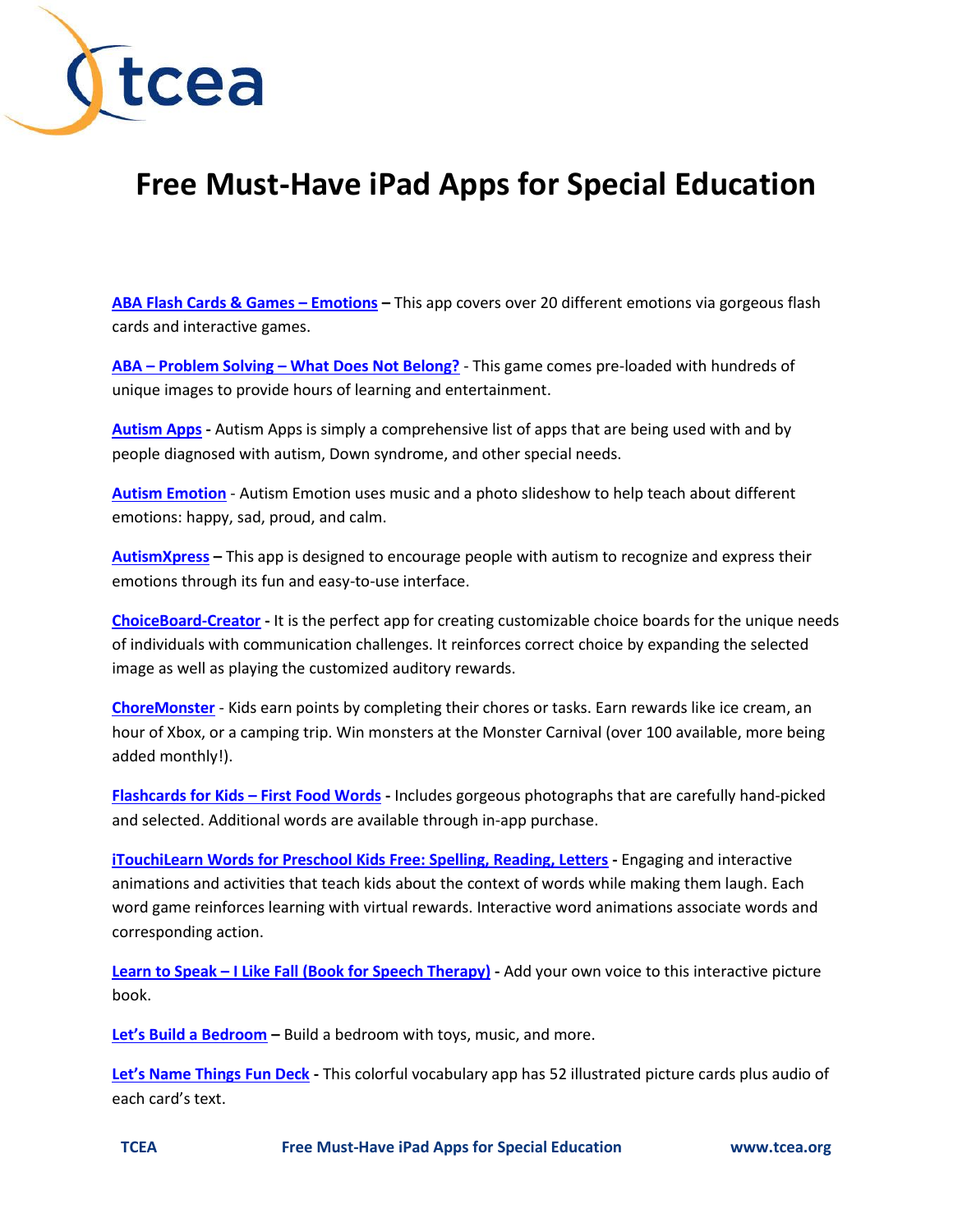# Free Must-Have iPad Apps for Special Education

**ABA Flash Cards & Games – Emotions** – This app covers over 20 different emotions via gorgeous flash cards and interactive games.

**ABA – Problem Solving – What Does Not Belong?** - This game comes pre-loaded with hundreds of unique images to provide hours of learning and entertainment.

**Autism Apps** - Autism Apps is simply a comprehensive list of apps that are being used with and by people diagnosed with autism, Down syndrome, and other special needs.

**Autism Emotion** - Autism Emotion uses music and a photo slideshow to help teach about different emotions: happy, sad, proud, and calm.

**AutismXpress** – This app is designed to encourage people with autism to recognize and express their emotions through its fun and easy-to-use interface.

**ChoiceBoard-Creator** - It is the perfect app for creating customizable choice boards for the unique needs of individuals with communication challenges. It reinforces correct choice by expanding the selected image as well as playing the customized auditory rewards.

**ChoreMonster** - Kids earn points by completing their chores or tasks. Earn rewards like ice cream, an hour of Xbox, or a camping trip. Win monsters at the Monster Carnival (over 100 available, more being added monthly!).

**Flashcards for Kids – First Food Words** - Includes gorgeous photographs that are carefully hand-picked and selected. Additional words are available through in-app purchase.

**iTouchiLearn Words for Preschool Kids Free: Spelling, Reading, Letters** - Engaging and interactive animations and activities that teach kids about the context of words while making them laugh. Each word game reinforces learning with virtual rewards. Interactive word animations associate words and corresponding action.

**Learn to Speak – I Like Fall (Book for Speech Therapy)** - Add your own voice to this interactive picture book.

**Let's Build a Bedroom** – Build a bedroom with toys, music, and more.

**Let's Name Things Fun Deck** - This colorful vocabulary app has 52 illustrated picture cards plus audio of each card's text.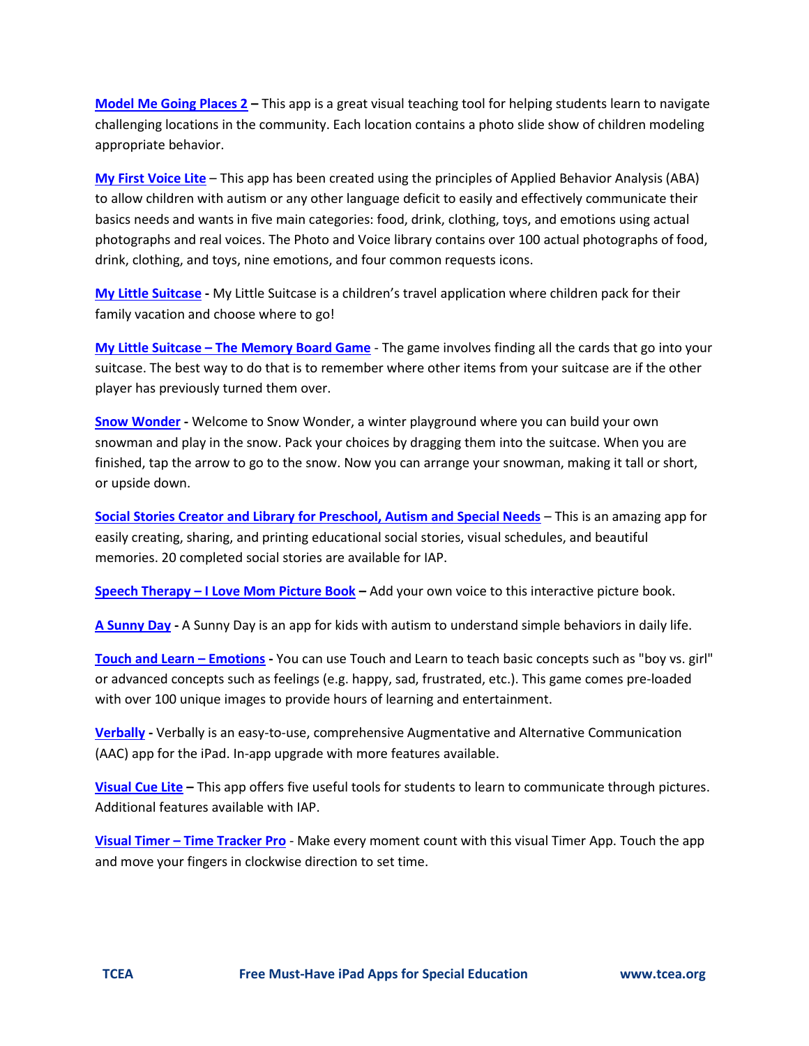**Model Me Going Places 2** – This app is a great visual teaching tool for helping students learn to navigate challenging locations in the community. Each location contains a photo slide show of children modeling appropriate behavior.

**My First Voice Lite** – This app has been created using the principles of Applied Behavior Analysis (ABA) to allow children with autism or any other language deficit to easily and effectively communicate their basics needs and wants in five main categories: food, drink, clothing, toys, and emotions using actual photographs and real voices. The Photo and Voice library contains over 100 actual photographs of food, drink, clothing, and toys, nine emotions, and four common requests icons.

**My Little Suitcase** - My Little Suitcase is a children's travel application where children pack for their family vacation and choose where to go!

**My Little Suitcase – The Memory Board Game** - The game involves finding all the cards that go into your suitcase. The best way to do that is to remember where other items from your suitcase are if the other player has previously turned them over.

**Snow Wonder** - Welcome to Snow Wonder, a winter playground where you can build your own snowman and play in the snow. Pack your choices by dragging them into the suitcase. When you are finished, tap the arrow to go to the snow. Now you can arrange your snowman, making it tall or short, or upside down.

**Social Stories Creator and Library for Preschool, Autism and Special Needs** – This is an amazing app for easily creating, sharing, and printing educational social stories, visual schedules, and beautiful memories. 20 completed social stories are available for IAP.

**Speech Therapy – I Love Mom Picture Book** – Add your own voice to this interactive picture book.

**A Sunny Day** - A Sunny Day is an app for kids with autism to understand simple behaviors in daily life.

**Touch and Learn – Emotions** - You can use Touch and Learn to teach basic concepts such as "boy vs. girl" or advanced concepts such as feelings (e.g. happy, sad, frustrated, etc.). This game comes pre-loaded with over 100 unique images to provide hours of learning and entertainment.

**Verbally** - Verbally is an easy-to-use, comprehensive Augmentative and Alternative Communication (AAC) app for the iPad. In-app upgrade with more features available.

**Visual Cue Lite** – This app offers five useful tools for students to learn to communicate through pictures. Additional features available with IAP.

**Visual Timer – Time Tracker Pro** - Make every moment count with this visual Timer App. Touch the app and move your fingers in clockwise direction to set time.